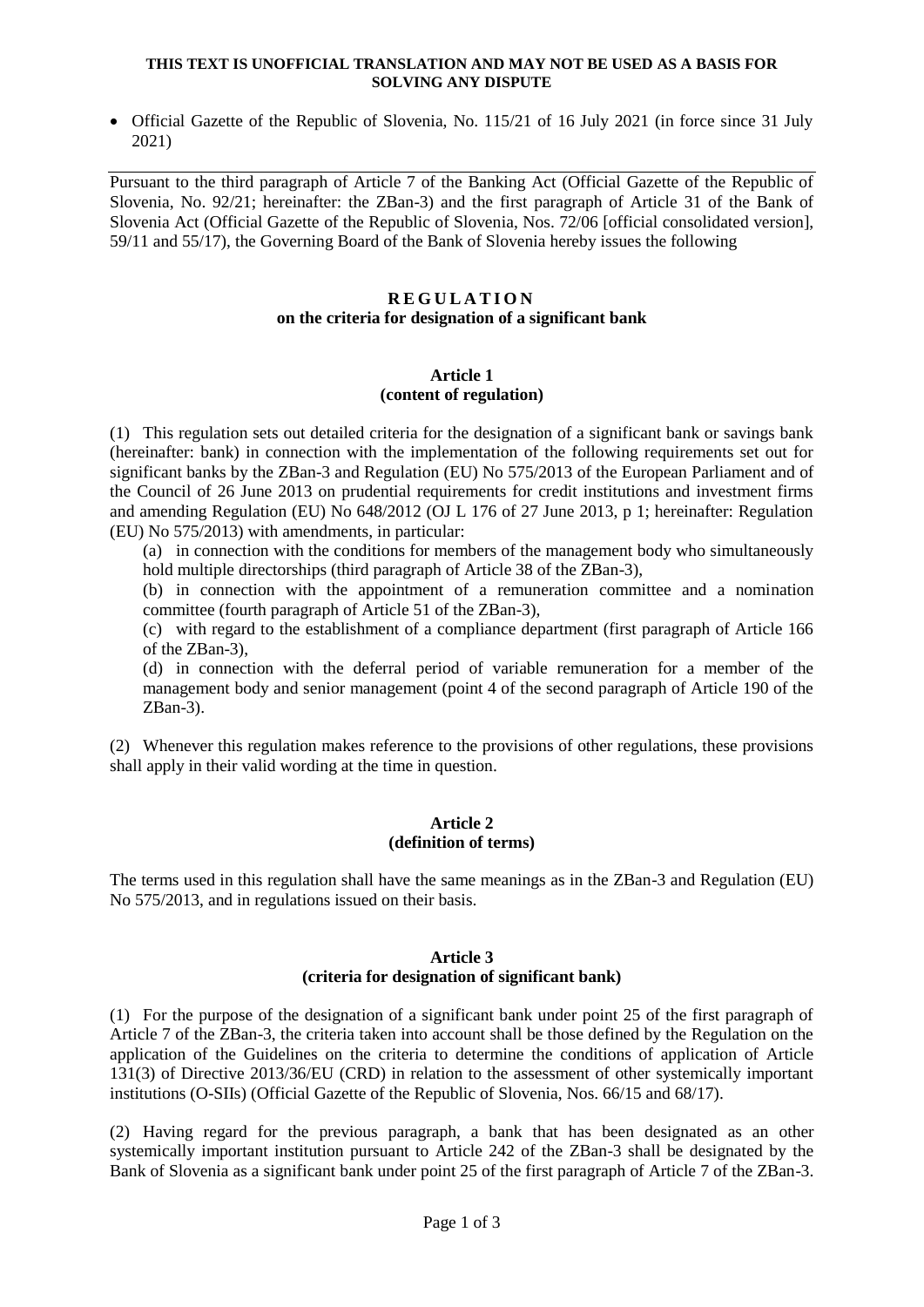**THIS TEXT IS UNOFFICIAL TRANSLATION AND MAY NOT BE USED AS A BASIS FOR SOLVING ANY DISPUTE**

- Official Gazette of the Republic of Slovenia, No. 115/21 of 16 July 2021 (in force since 31 July 2021)

---

Pursuant to the third paragraph of Article 7 of the Banking Act (Official Gazette of the Republic of Slovenia, No. 92/21; hereinafter: the ZBan-3) and the first paragraph of Article 31 of the Bank of Slovenia Act (Official Gazette of the Republic of Slovenia, Nos. 72/06 [official consolidated version], 59/11 and 55/17), the Governing Board of the Bank of Slovenia hereby issues the following

# R E G U L A T I O N
## on the criteria for designation of a significant bank

### Article 1
### (content of regulation)

(1) This regulation sets out detailed criteria for the designation of a significant bank or savings bank (hereinafter: bank) in connection with the implementation of the following requirements set out for significant banks by the ZBan-3 and Regulation (EU) No 575/2013 of the European Parliament and of the Council of 26 June 2013 on prudential requirements for credit institutions and investment firms and amending Regulation (EU) No 648/2012 (OJ L 176 of 27 June 2013, p 1; hereinafter: Regulation (EU) No 575/2013) with amendments, in particular:

(a) in connection with the conditions for members of the management body who simultaneously hold multiple directorships (third paragraph of Article 38 of the ZBan-3),

(b) in connection with the appointment of a remuneration committee and a nomination committee (fourth paragraph of Article 51 of the ZBan-3),

(c) with regard to the establishment of a compliance department (first paragraph of Article 166 of the ZBan-3),

(d) in connection with the deferral period of variable remuneration for a member of the management body and senior management (point 4 of the second paragraph of Article 190 of the ZBan-3).

(2) Whenever this regulation makes reference to the provisions of other regulations, these provisions shall apply in their valid wording at the time in question.

### Article 2
### (definition of terms)

The terms used in this regulation shall have the same meanings as in the ZBan-3 and Regulation (EU) No 575/2013, and in regulations issued on their basis.

### Article 3
### (criteria for designation of significant bank)

(1) For the purpose of the designation of a significant bank under point 25 of the first paragraph of Article 7 of the ZBan-3, the criteria taken into account shall be those defined by the Regulation on the application of the Guidelines on the criteria to determine the conditions of application of Article 131(3) of Directive 2013/36/EU (CRD) in relation to the assessment of other systemically important institutions (O-SIIs) (Official Gazette of the Republic of Slovenia, Nos. 66/15 and 68/17).

(2) Having regard for the previous paragraph, a bank that has been designated as an other systemically important institution pursuant to Article 242 of the ZBan-3 shall be designated by the Bank of Slovenia as a significant bank under point 25 of the first paragraph of Article 7 of the ZBan-3.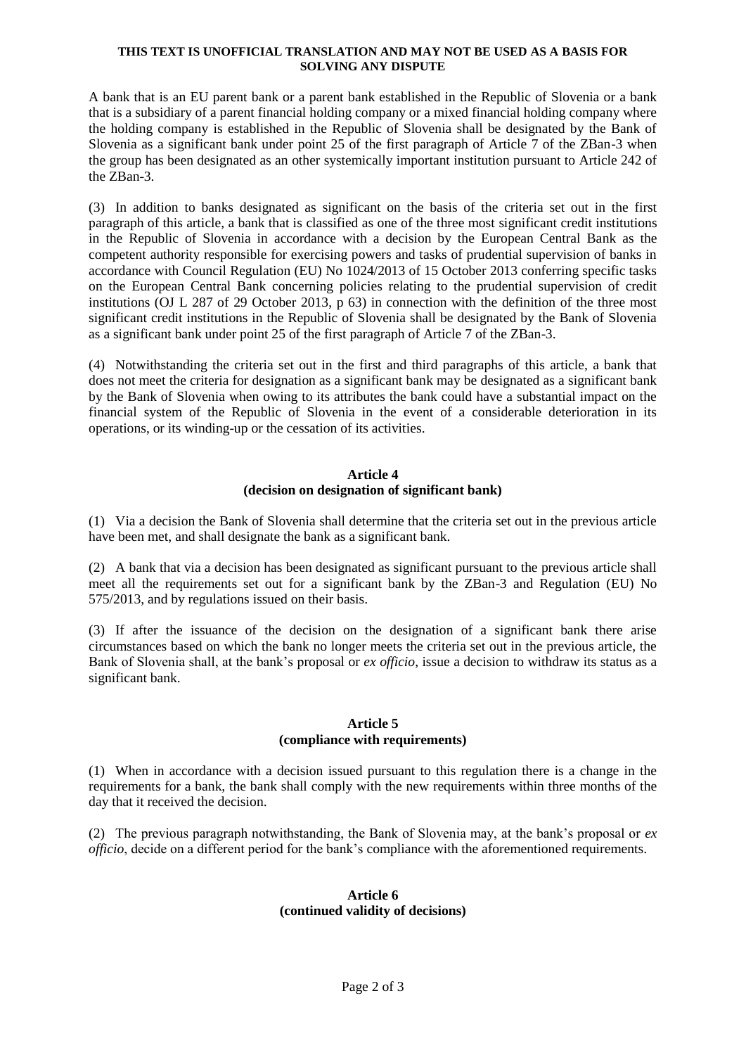**THIS TEXT IS UNOFFICIAL TRANSLATION AND MAY NOT BE USED AS A BASIS FOR SOLVING ANY DISPUTE**

A bank that is an EU parent bank or a parent bank established in the Republic of Slovenia or a bank that is a subsidiary of a parent financial holding company or a mixed financial holding company where the holding company is established in the Republic of Slovenia shall be designated by the Bank of Slovenia as a significant bank under point 25 of the first paragraph of Article 7 of the ZBan-3 when the group has been designated as an other systemically important institution pursuant to Article 242 of the ZBan-3.

(3) In addition to banks designated as significant on the basis of the criteria set out in the first paragraph of this article, a bank that is classified as one of the three most significant credit institutions in the Republic of Slovenia in accordance with a decision by the European Central Bank as the competent authority responsible for exercising powers and tasks of prudential supervision of banks in accordance with Council Regulation (EU) No 1024/2013 of 15 October 2013 conferring specific tasks on the European Central Bank concerning policies relating to the prudential supervision of credit institutions (OJ L 287 of 29 October 2013, p 63) in connection with the definition of the three most significant credit institutions in the Republic of Slovenia shall be designated by the Bank of Slovenia as a significant bank under point 25 of the first paragraph of Article 7 of the ZBan-3.

(4) Notwithstanding the criteria set out in the first and third paragraphs of this article, a bank that does not meet the criteria for designation as a significant bank may be designated as a significant bank by the Bank of Slovenia when owing to its attributes the bank could have a substantial impact on the financial system of the Republic of Slovenia in the event of a considerable deterioration in its operations, or its winding-up or the cessation of its activities.

### Article 4
### (decision on designation of significant bank)

(1) Via a decision the Bank of Slovenia shall determine that the criteria set out in the previous article have been met, and shall designate the bank as a significant bank.

(2) A bank that via a decision has been designated as significant pursuant to the previous article shall meet all the requirements set out for a significant bank by the ZBan-3 and Regulation (EU) No 575/2013, and by regulations issued on their basis.

(3) If after the issuance of the decision on the designation of a significant bank there arise circumstances based on which the bank no longer meets the criteria set out in the previous article, the Bank of Slovenia shall, at the bank's proposal or *ex officio*, issue a decision to withdraw its status as a significant bank.

### Article 5
### (compliance with requirements)

(1) When in accordance with a decision issued pursuant to this regulation there is a change in the requirements for a bank, the bank shall comply with the new requirements within three months of the day that it received the decision.

(2) The previous paragraph notwithstanding, the Bank of Slovenia may, at the bank's proposal or *ex officio*, decide on a different period for the bank's compliance with the aforementioned requirements.

### Article 6
### (continued validity of decisions)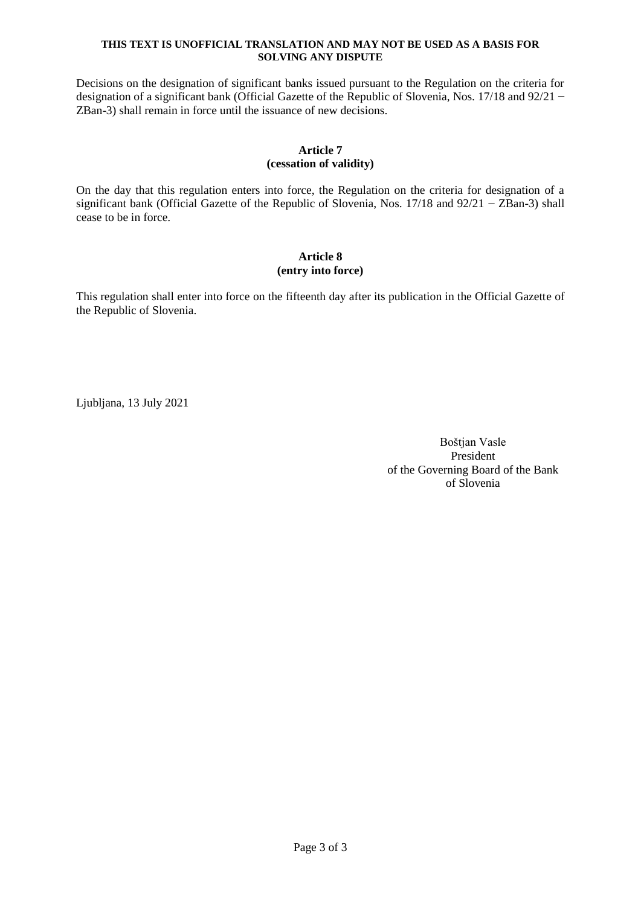**THIS TEXT IS UNOFFICIAL TRANSLATION AND MAY NOT BE USED AS A BASIS FOR SOLVING ANY DISPUTE**

Decisions on the designation of significant banks issued pursuant to the Regulation on the criteria for designation of a significant bank (Official Gazette of the Republic of Slovenia, Nos. 17/18 and 92/21 − ZBan-3) shall remain in force until the issuance of new decisions.

**Article 7**
**(cessation of validity)**

On the day that this regulation enters into force, the Regulation on the criteria for designation of a significant bank (Official Gazette of the Republic of Slovenia, Nos. 17/18 and 92/21 − ZBan-3) shall cease to be in force.

**Article 8**
**(entry into force)**

This regulation shall enter into force on the fifteenth day after its publication in the Official Gazette of the Republic of Slovenia.

Ljubljana, 13 July 2021

Boštjan Vasle
President
of the Governing Board of the Bank
of Slovenia